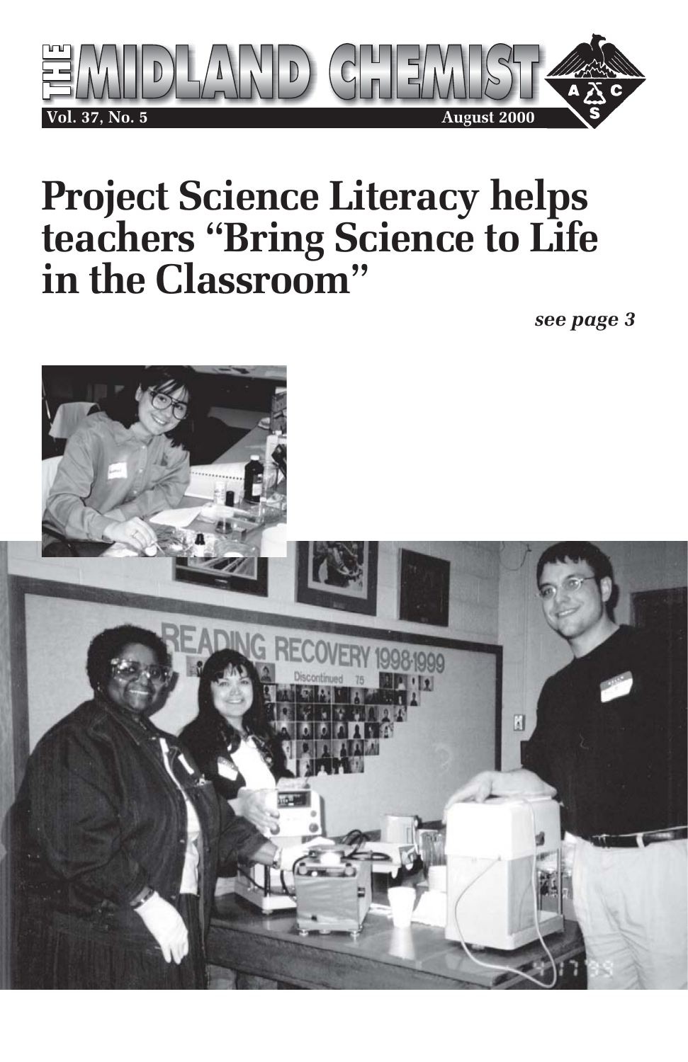# THE MIDLAND CHEMIST

**Vol. 37, No. 5** **August 2000**

# Project Science Literacy helps teachers "Bring Science to Life in the Classroom"

***see page 3***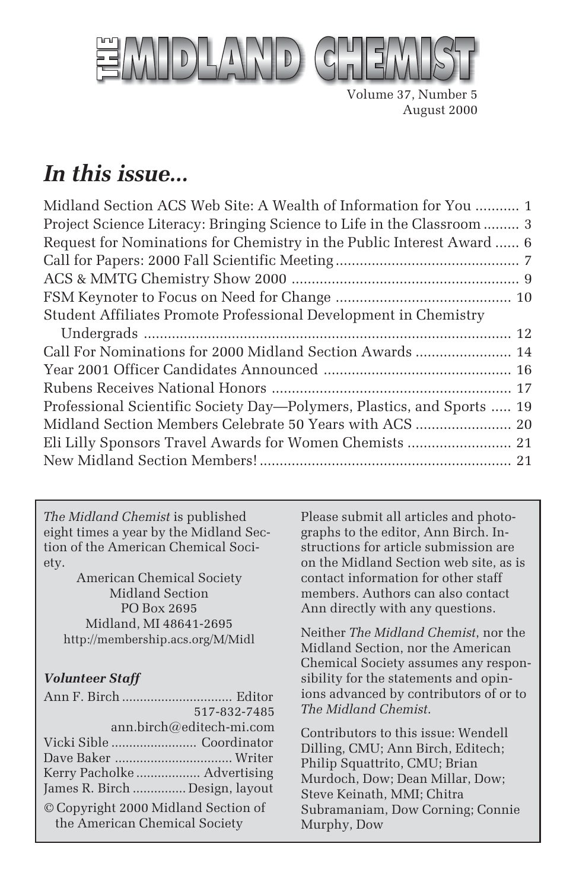# THE MIDLAND CHEMIST

Volume 37, Number 5
August 2000

## *In this issue...*

| | |
|---|---|
| Midland Section ACS Web Site: A Wealth of Information for You | 1 |
| Project Science Literacy: Bringing Science to Life in the Classroom | 3 |
| Request for Nominations for Chemistry in the Public Interest Award | 6 |
| Call for Papers: 2000 Fall Scientific Meeting | 7 |
| ACS & MMTG Chemistry Show 2000 | 9 |
| FSM Keynoter to Focus on Need for Change | 10 |
| Student Affiliates Promote Professional Development in Chemistry Undergrads | 12 |
| Call For Nominations for 2000 Midland Section Awards | 14 |
| Year 2001 Officer Candidates Announced | 16 |
| Rubens Receives National Honors | 17 |
| Professional Scientific Society Day—Polymers, Plastics, and Sports | 19 |
| Midland Section Members Celebrate 50 Years with ACS | 20 |
| Eli Lilly Sponsors Travel Awards for Women Chemists | 21 |
| New Midland Section Members! | 21 |

*The Midland Chemist* is published eight times a year by the Midland Section of the American Chemical Society.

American Chemical Society
Midland Section
PO Box 2695
Midland, MI 48641-2695
http://membership.acs.org/M/Midl

***Volunteer Staff***

Ann F. Birch ..... Editor
517-832-7485
ann.birch@editech-mi.com
Vicki Sible ..... Coordinator
Dave Baker ..... Writer
Kerry Pacholke ..... Advertising
James R. Birch ..... Design, layout

© Copyright 2000 Midland Section of the American Chemical Society

Please submit all articles and photographs to the editor, Ann Birch. Instructions for article submission are on the Midland Section web site, as is contact information for other staff members. Authors can also contact Ann directly with any questions.

Neither *The Midland Chemist*, nor the Midland Section, nor the American Chemical Society assumes any responsibility for the statements and opinions advanced by contributors of or to *The Midland Chemist*.

Contributors to this issue: Wendell Dilling, CMU; Ann Birch, Editech; Philip Squattrito, CMU; Brian Murdoch, Dow; Dean Millar, Dow; Steve Keinath, MMI; Chitra Subramaniam, Dow Corning; Connie Murphy, Dow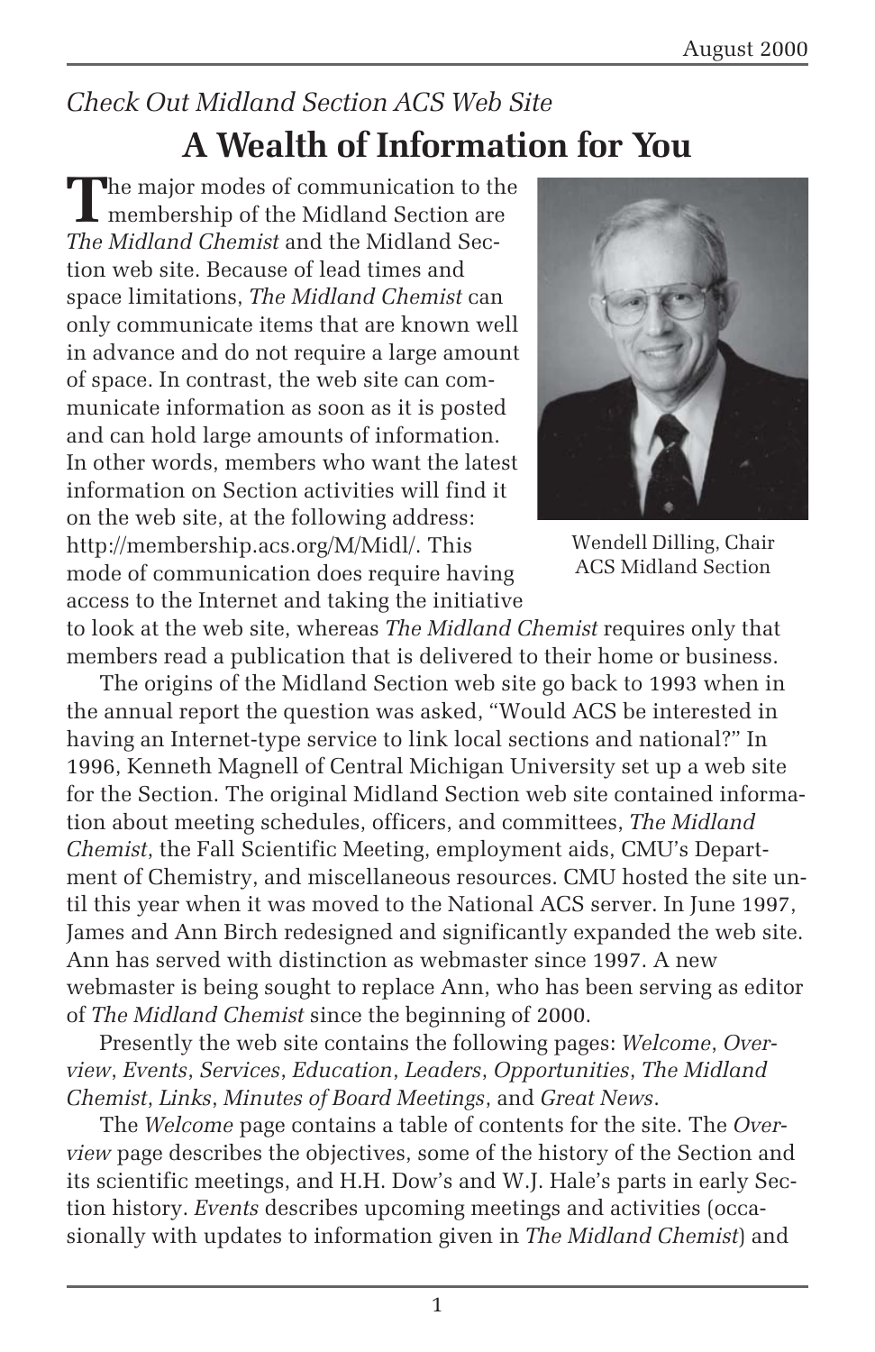*Check Out Midland Section ACS Web Site*

# A Wealth of Information for You

The major modes of communication to the membership of the Midland Section are *The Midland Chemist* and the Midland Section web site. Because of lead times and space limitations, *The Midland Chemist* can only communicate items that are known well in advance and do not require a large amount of space. In contrast, the web site can communicate information as soon as it is posted and can hold large amounts of information. In other words, members who want the latest information on Section activities will find it on the web site, at the following address: http://membership.acs.org/M/Midl/. This mode of communication does require having access to the Internet and taking the initiative to look at the web site, whereas *The Midland Chemist* requires only that members read a publication that is delivered to their home or business.

Wendell Dilling, Chair
ACS Midland Section

The origins of the Midland Section web site go back to 1993 when in the annual report the question was asked, "Would ACS be interested in having an Internet-type service to link local sections and national?" In 1996, Kenneth Magnell of Central Michigan University set up a web site for the Section. The original Midland Section web site contained information about meeting schedules, officers, and committees, *The Midland Chemist*, the Fall Scientific Meeting, employment aids, CMU's Department of Chemistry, and miscellaneous resources. CMU hosted the site until this year when it was moved to the National ACS server. In June 1997, James and Ann Birch redesigned and significantly expanded the web site. Ann has served with distinction as webmaster since 1997. A new webmaster is being sought to replace Ann, who has been serving as editor of *The Midland Chemist* since the beginning of 2000.

Presently the web site contains the following pages: *Welcome*, *Overview*, *Events*, *Services*, *Education*, *Leaders*, *Opportunities*, *The Midland Chemist*, *Links*, *Minutes of Board Meetings*, and *Great News*.

The *Welcome* page contains a table of contents for the site. The *Overview* page describes the objectives, some of the history of the Section and its scientific meetings, and H.H. Dow's and W.J. Hale's parts in early Section history. *Events* describes upcoming meetings and activities (occasionally with updates to information given in *The Midland Chemist*) and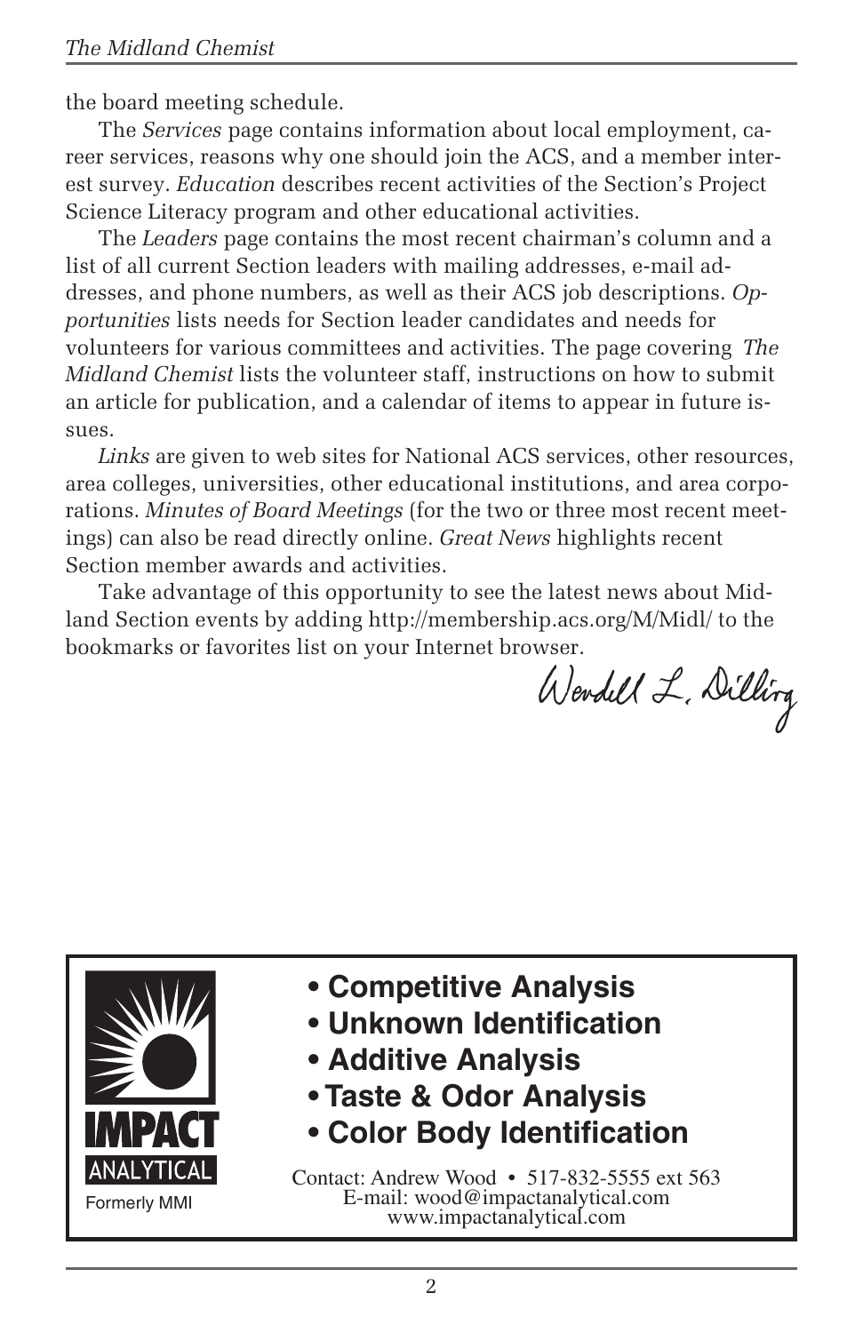the board meeting schedule.

The *Services* page contains information about local employment, career services, reasons why one should join the ACS, and a member interest survey. *Education* describes recent activities of the Section's Project Science Literacy program and other educational activities.

The *Leaders* page contains the most recent chairman's column and a list of all current Section leaders with mailing addresses, e-mail addresses, and phone numbers, as well as their ACS job descriptions. *Opportunities* lists needs for Section leader candidates and needs for volunteers for various committees and activities. The page covering *The Midland Chemist* lists the volunteer staff, instructions on how to submit an article for publication, and a calendar of items to appear in future issues.

*Links* are given to web sites for National ACS services, other resources, area colleges, universities, other educational institutions, and area corporations. *Minutes of Board Meetings* (for the two or three most recent meetings) can also be read directly online. *Great News* highlights recent Section member awards and activities.

Take advantage of this opportunity to see the latest news about Midland Section events by adding http://membership.acs.org/M/Midl/ to the bookmarks or favorites list on your Internet browser.

Wendell L. Dilling

---

**IMPACT ANALYTICAL**

Formerly MMI

- **Competitive Analysis**
- **Unknown Identification**
- **Additive Analysis**
- **Taste & Odor Analysis**
- **Color Body Identification**

Contact: Andrew Wood • 517-832-5555 ext 563
E-mail: wood@impactanalytical.com
www.impactanalytical.com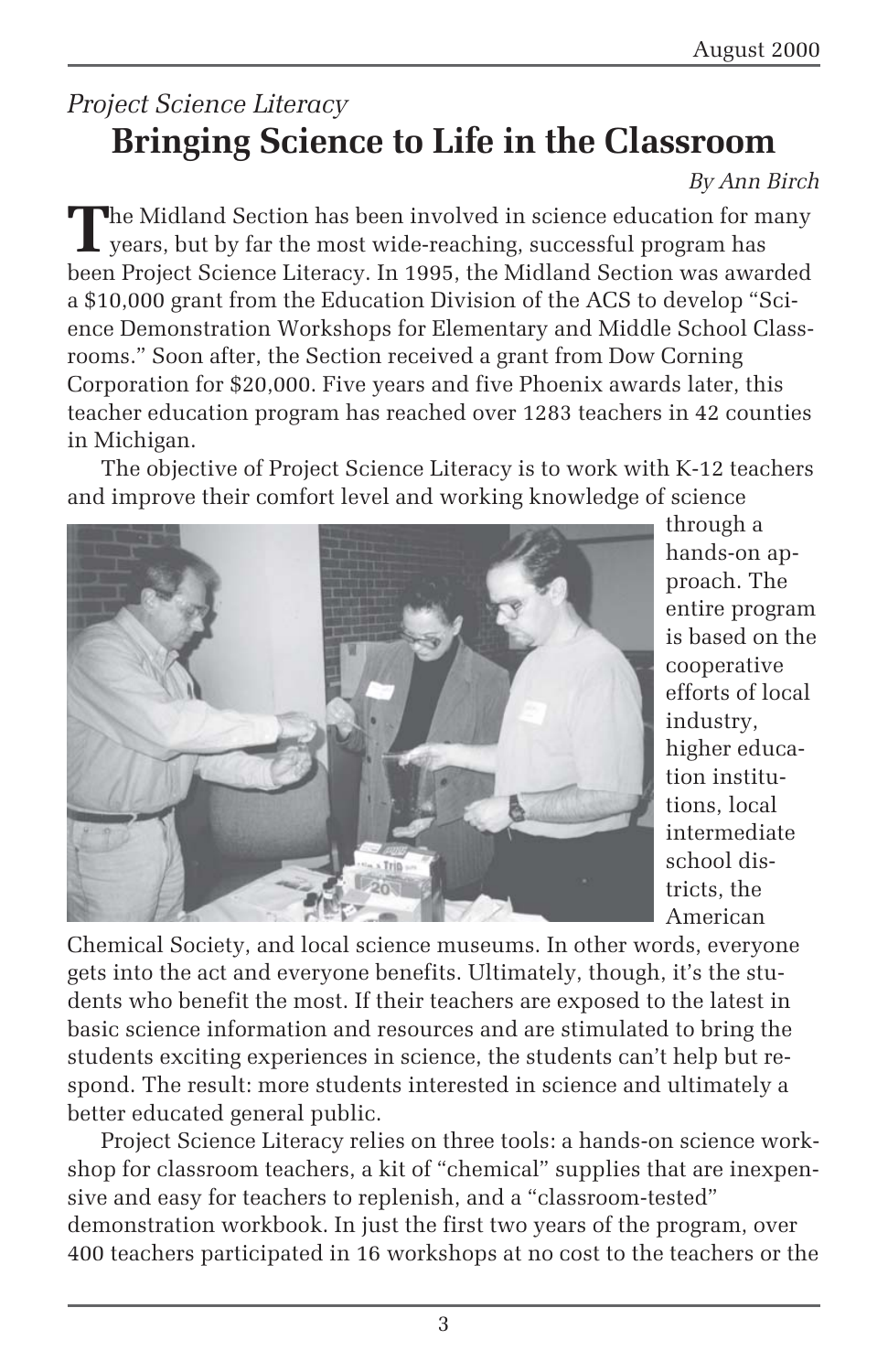*Project Science Literacy*

# Bringing Science to Life in the Classroom

*By Ann Birch*

The Midland Section has been involved in science education for many years, but by far the most wide-reaching, successful program has been Project Science Literacy. In 1995, the Midland Section was awarded a $10,000 grant from the Education Division of the ACS to develop "Science Demonstration Workshops for Elementary and Middle School Classrooms." Soon after, the Section received a grant from Dow Corning Corporation for $20,000. Five years and five Phoenix awards later, this teacher education program has reached over 1283 teachers in 42 counties in Michigan.

The objective of Project Science Literacy is to work with K-12 teachers and improve their comfort level and working knowledge of science through a hands-on approach. The entire program is based on the cooperative efforts of local industry, higher education institutions, local intermediate school districts, the American Chemical Society, and local science museums. In other words, everyone gets into the act and everyone benefits. Ultimately, though, it's the students who benefit the most. If their teachers are exposed to the latest in basic science information and resources and are stimulated to bring the students exciting experiences in science, the students can't help but respond. The result: more students interested in science and ultimately a better educated general public.

Project Science Literacy relies on three tools: a hands-on science workshop for classroom teachers, a kit of "chemical" supplies that are inexpensive and easy for teachers to replenish, and a "classroom-tested" demonstration workbook. In just the first two years of the program, over 400 teachers participated in 16 workshops at no cost to the teachers or the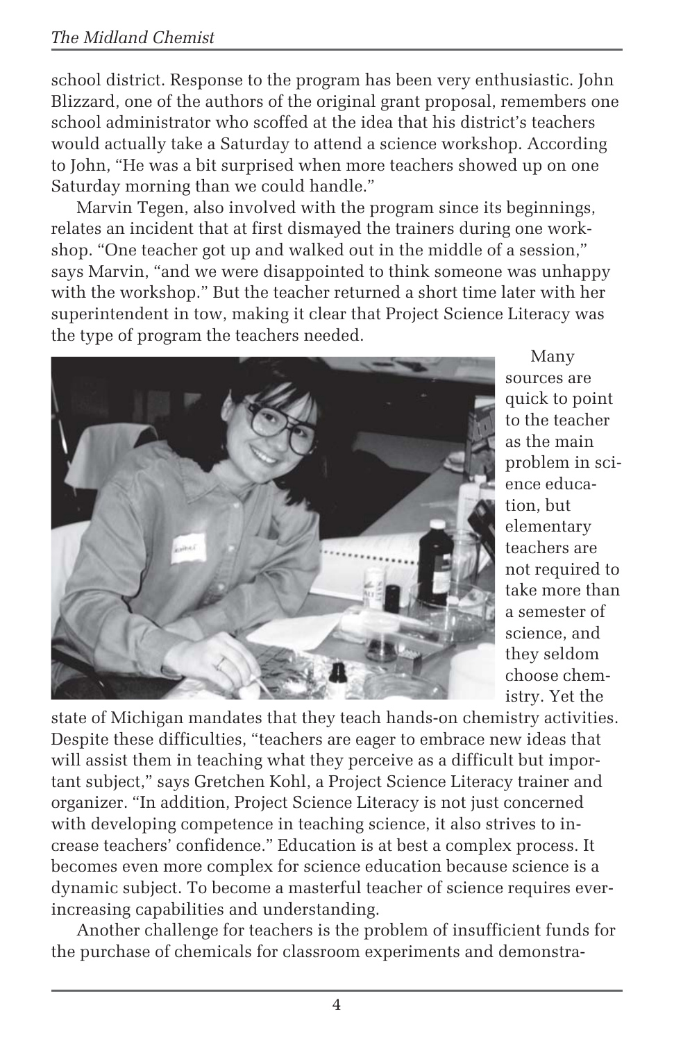school district. Response to the program has been very enthusiastic. John Blizzard, one of the authors of the original grant proposal, remembers one school administrator who scoffed at the idea that his district's teachers would actually take a Saturday to attend a science workshop. According to John, "He was a bit surprised when more teachers showed up on one Saturday morning than we could handle."

Marvin Tegen, also involved with the program since its beginnings, relates an incident that at first dismayed the trainers during one workshop. "One teacher got up and walked out in the middle of a session," says Marvin, "and we were disappointed to think someone was unhappy with the workshop." But the teacher returned a short time later with her superintendent in tow, making it clear that Project Science Literacy was the type of program the teachers needed.

Many sources are quick to point to the teacher as the main problem in science education, but elementary teachers are not required to take more than a semester of science, and they seldom choose chemistry. Yet the state of Michigan mandates that they teach hands-on chemistry activities. Despite these difficulties, "teachers are eager to embrace new ideas that will assist them in teaching what they perceive as a difficult but important subject," says Gretchen Kohl, a Project Science Literacy trainer and organizer. "In addition, Project Science Literacy is not just concerned with developing competence in teaching science, it also strives to increase teachers' confidence." Education is at best a complex process. It becomes even more complex for science education because science is a dynamic subject. To become a masterful teacher of science requires ever-increasing capabilities and understanding.

Another challenge for teachers is the problem of insufficient funds for the purchase of chemicals for classroom experiments and demonstra-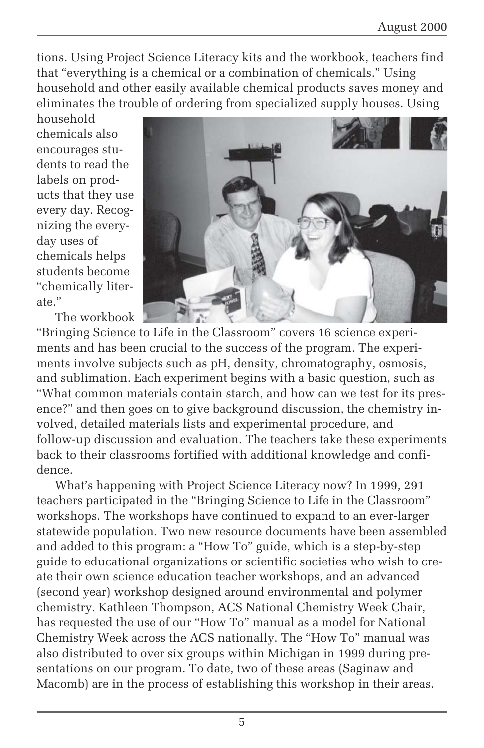tions. Using Project Science Literacy kits and the workbook, teachers find that "everything is a chemical or a combination of chemicals." Using household and other easily available chemical products saves money and eliminates the trouble of ordering from specialized supply houses. Using household chemicals also encourages students to read the labels on products that they use every day. Recognizing the everyday uses of chemicals helps students become "chemically literate."

The workbook "Bringing Science to Life in the Classroom" covers 16 science experiments and has been crucial to the success of the program. The experiments involve subjects such as pH, density, chromatography, osmosis, and sublimation. Each experiment begins with a basic question, such as "What common materials contain starch, and how can we test for its presence?" and then goes on to give background discussion, the chemistry involved, detailed materials lists and experimental procedure, and follow-up discussion and evaluation. The teachers take these experiments back to their classrooms fortified with additional knowledge and confidence.

What's happening with Project Science Literacy now? In 1999, 291 teachers participated in the "Bringing Science to Life in the Classroom" workshops. The workshops have continued to expand to an ever-larger statewide population. Two new resource documents have been assembled and added to this program: a "How To" guide, which is a step-by-step guide to educational organizations or scientific societies who wish to create their own science education teacher workshops, and an advanced (second year) workshop designed around environmental and polymer chemistry. Kathleen Thompson, ACS National Chemistry Week Chair, has requested the use of our "How To" manual as a model for National Chemistry Week across the ACS nationally. The "How To" manual was also distributed to over six groups within Michigan in 1999 during presentations on our program. To date, two of these areas (Saginaw and Macomb) are in the process of establishing this workshop in their areas.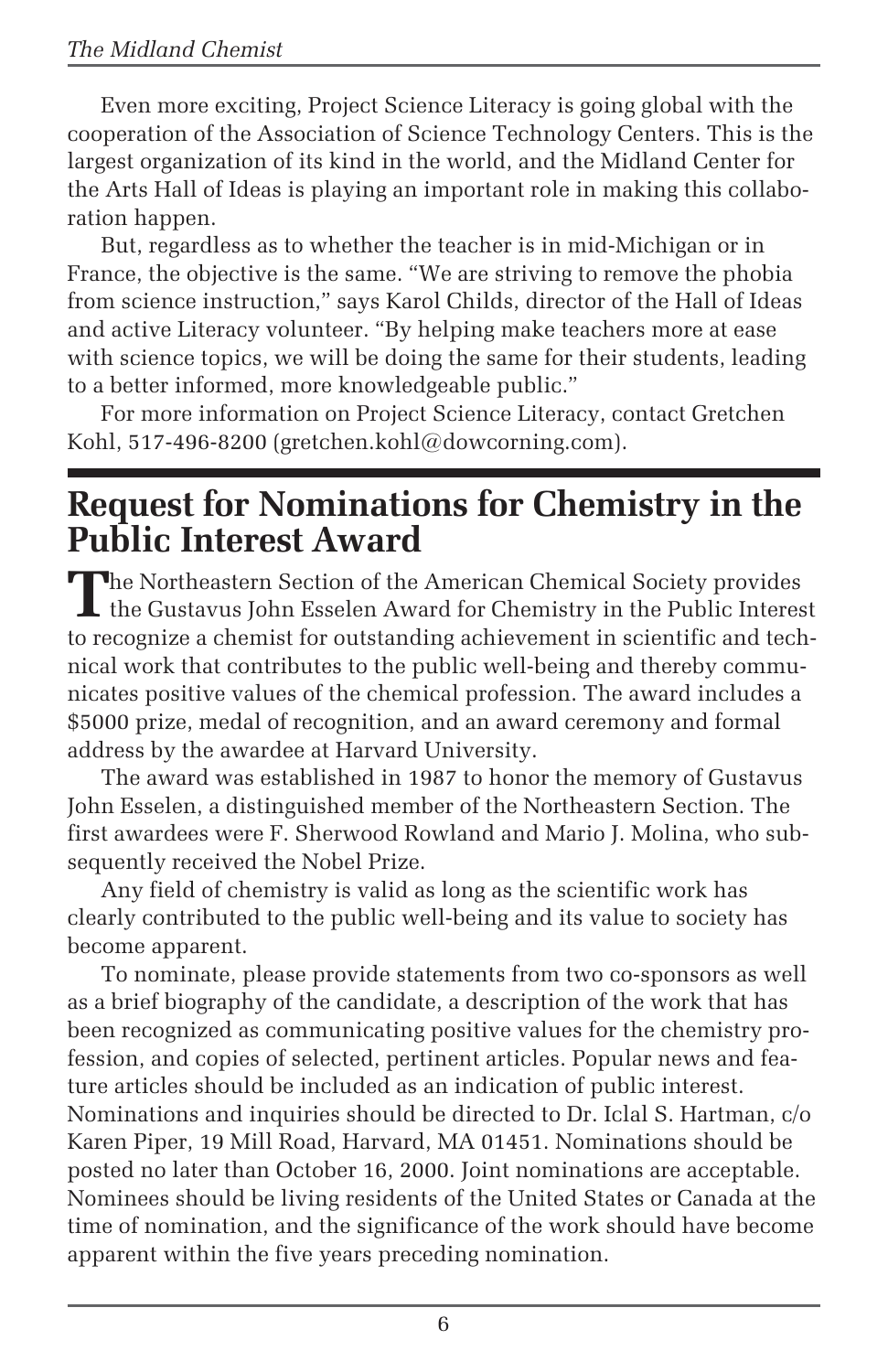Even more exciting, Project Science Literacy is going global with the cooperation of the Association of Science Technology Centers. This is the largest organization of its kind in the world, and the Midland Center for the Arts Hall of Ideas is playing an important role in making this collaboration happen.

But, regardless as to whether the teacher is in mid-Michigan or in France, the objective is the same. "We are striving to remove the phobia from science instruction," says Karol Childs, director of the Hall of Ideas and active Literacy volunteer. "By helping make teachers more at ease with science topics, we will be doing the same for their students, leading to a better informed, more knowledgeable public."

For more information on Project Science Literacy, contact Gretchen Kohl, 517-496-8200 (gretchen.kohl@dowcorning.com).

## Request for Nominations for Chemistry in the Public Interest Award

The Northeastern Section of the American Chemical Society provides the Gustavus John Esselen Award for Chemistry in the Public Interest to recognize a chemist for outstanding achievement in scientific and technical work that contributes to the public well-being and thereby communicates positive values of the chemical profession. The award includes a $5000 prize, medal of recognition, and an award ceremony and formal address by the awardee at Harvard University.

The award was established in 1987 to honor the memory of Gustavus John Esselen, a distinguished member of the Northeastern Section. The first awardees were F. Sherwood Rowland and Mario J. Molina, who subsequently received the Nobel Prize.

Any field of chemistry is valid as long as the scientific work has clearly contributed to the public well-being and its value to society has become apparent.

To nominate, please provide statements from two co-sponsors as well as a brief biography of the candidate, a description of the work that has been recognized as communicating positive values for the chemistry profession, and copies of selected, pertinent articles. Popular news and feature articles should be included as an indication of public interest. Nominations and inquiries should be directed to Dr. Iclal S. Hartman, c/o Karen Piper, 19 Mill Road, Harvard, MA 01451. Nominations should be posted no later than October 16, 2000. Joint nominations are acceptable. Nominees should be living residents of the United States or Canada at the time of nomination, and the significance of the work should have become apparent within the five years preceding nomination.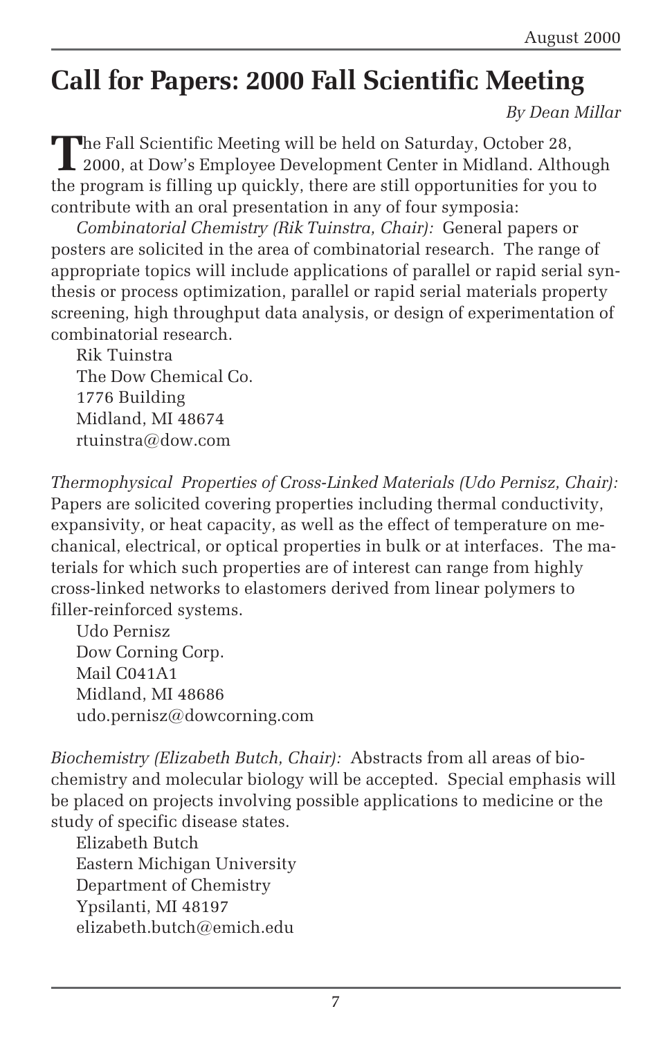# Call for Papers: 2000 Fall Scientific Meeting

*By Dean Millar*

The Fall Scientific Meeting will be held on Saturday, October 28, 2000, at Dow's Employee Development Center in Midland. Although the program is filling up quickly, there are still opportunities for you to contribute with an oral presentation in any of four symposia:

*Combinatorial Chemistry (Rik Tuinstra, Chair):* General papers or posters are solicited in the area of combinatorial research. The range of appropriate topics will include applications of parallel or rapid serial synthesis or process optimization, parallel or rapid serial materials property screening, high throughput data analysis, or design of experimentation of combinatorial research.

Rik Tuinstra
The Dow Chemical Co.
1776 Building
Midland, MI 48674
rtuinstra@dow.com

*Thermophysical Properties of Cross-Linked Materials (Udo Pernisz, Chair):* Papers are solicited covering properties including thermal conductivity, expansivity, or heat capacity, as well as the effect of temperature on mechanical, electrical, or optical properties in bulk or at interfaces. The materials for which such properties are of interest can range from highly cross-linked networks to elastomers derived from linear polymers to filler-reinforced systems.

Udo Pernisz
Dow Corning Corp.
Mail C041A1
Midland, MI 48686
udo.pernisz@dowcorning.com

*Biochemistry (Elizabeth Butch, Chair):* Abstracts from all areas of biochemistry and molecular biology will be accepted. Special emphasis will be placed on projects involving possible applications to medicine or the study of specific disease states.

Elizabeth Butch
Eastern Michigan University
Department of Chemistry
Ypsilanti, MI 48197
elizabeth.butch@emich.edu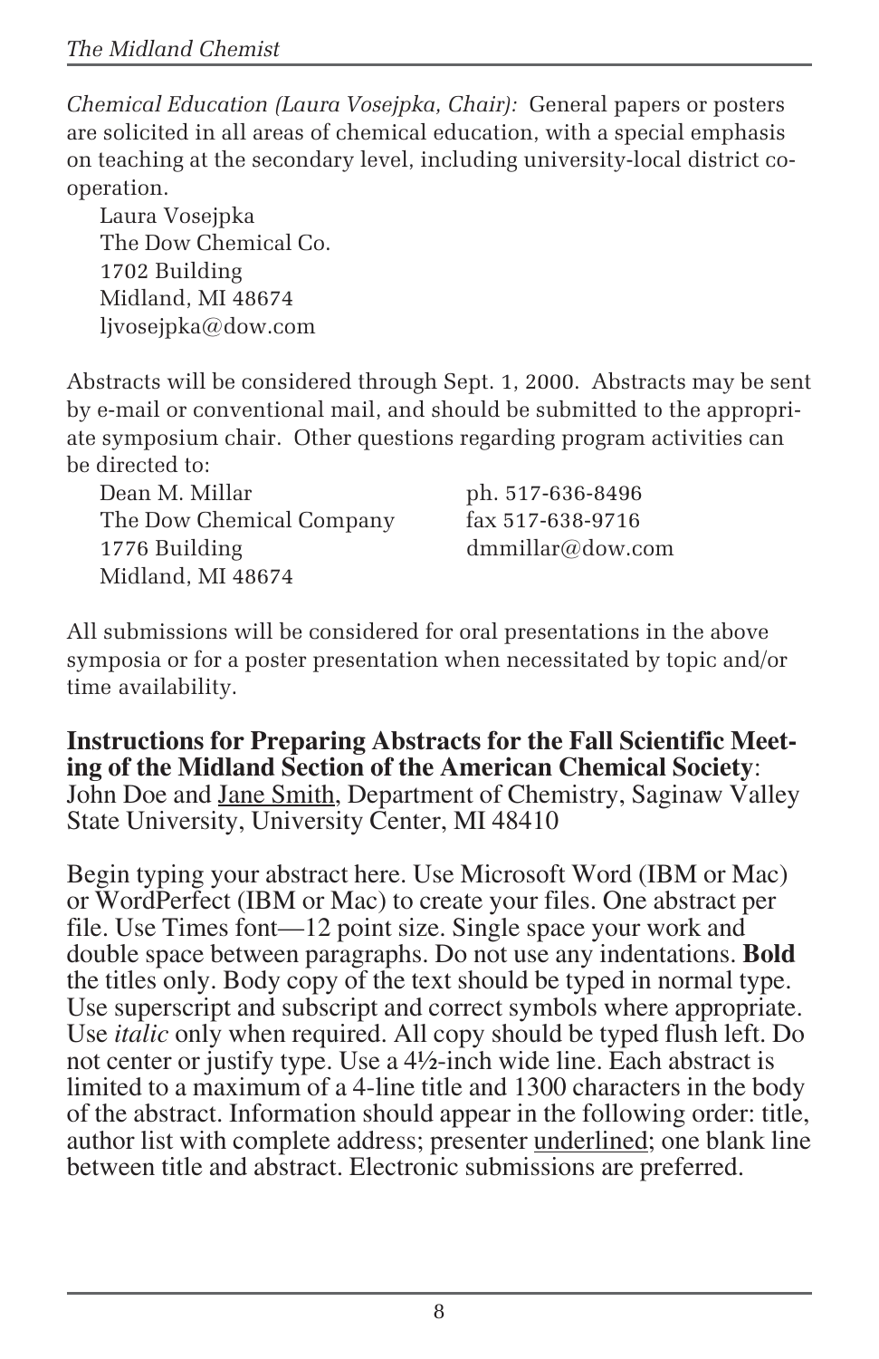*Chemical Education (Laura Vosejpka, Chair):* General papers or posters are solicited in all areas of chemical education, with a special emphasis on teaching at the secondary level, including university-local district co-operation.

Laura Vosejpka
The Dow Chemical Co.
1702 Building
Midland, MI 48674
ljvosejpka@dow.com

Abstracts will be considered through Sept. 1, 2000. Abstracts may be sent by e-mail or conventional mail, and should be submitted to the appropriate symposium chair. Other questions regarding program activities can be directed to:

Dean M. Millar
The Dow Chemical Company
1776 Building
Midland, MI 48674
ph. 517-636-8496
fax 517-638-9716
dmmillar@dow.com

All submissions will be considered for oral presentations in the above symposia or for a poster presentation when necessitated by topic and/or time availability.

**Instructions for Preparing Abstracts for the Fall Scientific Meeting of the Midland Section of the American Chemical Society**: John Doe and <u>Jane Smith</u>, Department of Chemistry, Saginaw Valley State University, University Center, MI 48410

Begin typing your abstract here. Use Microsoft Word (IBM or Mac) or WordPerfect (IBM or Mac) to create your files. One abstract per file. Use Times font—12 point size. Single space your work and double space between paragraphs. Do not use any indentations. **Bold** the titles only. Body copy of the text should be typed in normal type. Use superscript and subscript and correct symbols where appropriate. Use *italic* only when required. All copy should be typed flush left. Do not center or justify type. Use a 4½-inch wide line. Each abstract is limited to a maximum of a 4-line title and 1300 characters in the body of the abstract. Information should appear in the following order: title, author list with complete address; presenter <u>underlined</u>; one blank line between title and abstract. Electronic submissions are preferred.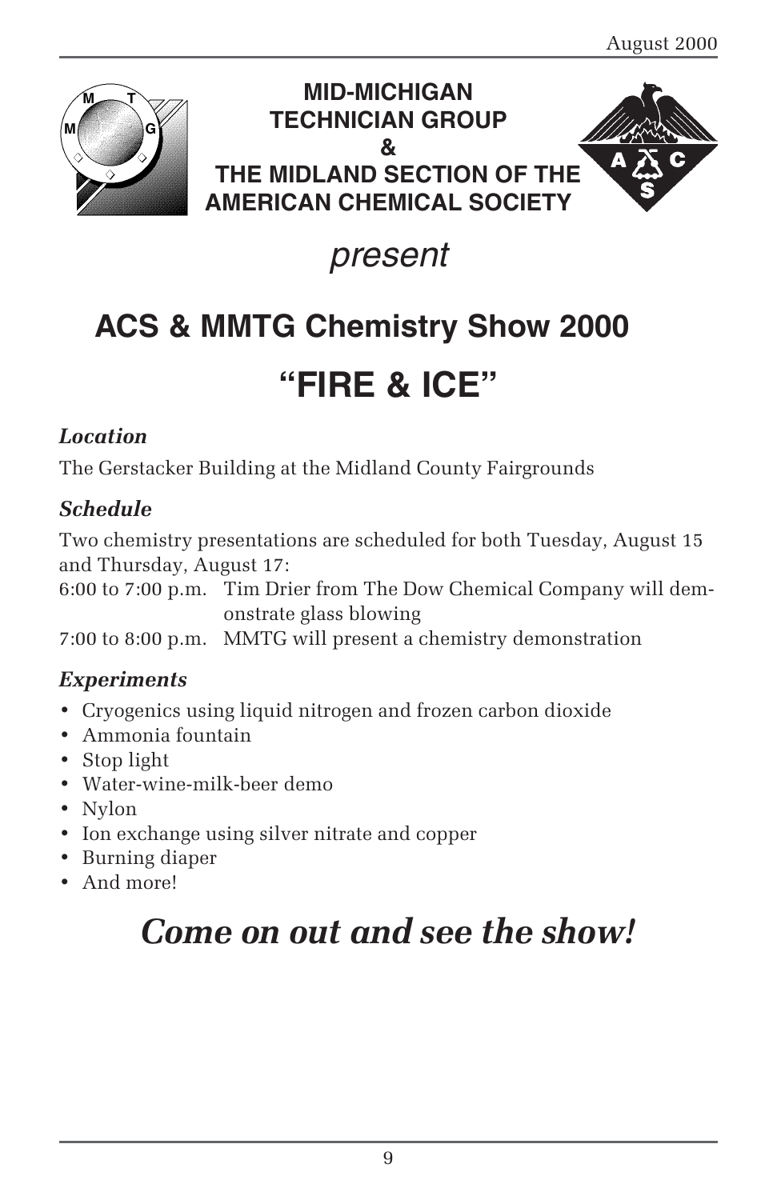**MID-MICHIGAN TECHNICIAN GROUP**
**&**
**THE MIDLAND SECTION OF THE AMERICAN CHEMICAL SOCIETY**

*present*

## ACS & MMTG Chemistry Show 2000

# "FIRE & ICE"

### *Location*

The Gerstacker Building at the Midland County Fairgrounds

### *Schedule*

Two chemistry presentations are scheduled for both Tuesday, August 15 and Thursday, August 17:

6:00 to 7:00 p.m. Tim Drier from The Dow Chemical Company will demonstrate glass blowing

7:00 to 8:00 p.m. MMTG will present a chemistry demonstration

### *Experiments*

- Cryogenics using liquid nitrogen and frozen carbon dioxide
- Ammonia fountain
- Stop light
- Water-wine-milk-beer demo
- Nylon
- Ion exchange using silver nitrate and copper
- Burning diaper
- And more!

# *Come on out and see the show!*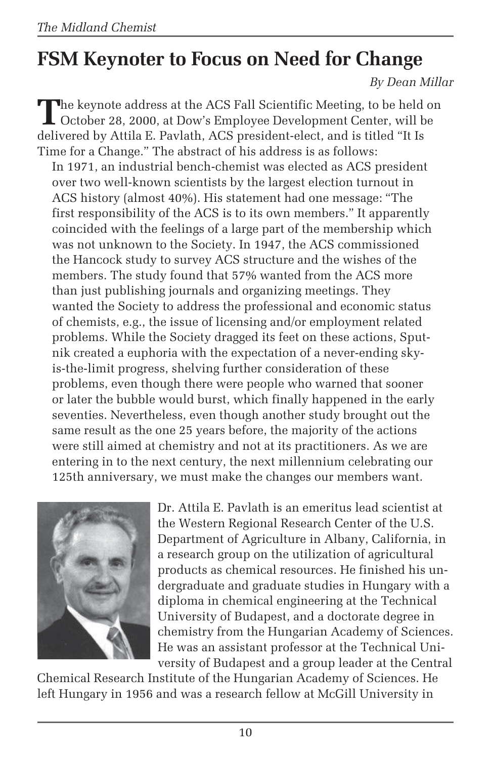# FSM Keynoter to Focus on Need for Change

*By Dean Millar*

The keynote address at the ACS Fall Scientific Meeting, to be held on October 28, 2000, at Dow's Employee Development Center, will be delivered by Attila E. Pavlath, ACS president-elect, and is titled "It Is Time for a Change." The abstract of his address is as follows:

> In 1971, an industrial bench-chemist was elected as ACS president over two well-known scientists by the largest election turnout in ACS history (almost 40%). His statement had one message: "The first responsibility of the ACS is to its own members." It apparently coincided with the feelings of a large part of the membership which was not unknown to the Society. In 1947, the ACS commissioned the Hancock study to survey ACS structure and the wishes of the members. The study found that 57% wanted from the ACS more than just publishing journals and organizing meetings. They wanted the Society to address the professional and economic status of chemists, e.g., the issue of licensing and/or employment related problems. While the Society dragged its feet on these actions, Sputnik created a euphoria with the expectation of a never-ending sky-is-the-limit progress, shelving further consideration of these problems, even though there were people who warned that sooner or later the bubble would burst, which finally happened in the early seventies. Nevertheless, even though another study brought out the same result as the one 25 years before, the majority of the actions were still aimed at chemistry and not at its practitioners. As we are entering in to the next century, the next millennium celebrating our 125th anniversary, we must make the changes our members want.

Dr. Attila E. Pavlath is an emeritus lead scientist at the Western Regional Research Center of the U.S. Department of Agriculture in Albany, California, in a research group on the utilization of agricultural products as chemical resources. He finished his undergraduate and graduate studies in Hungary with a diploma in chemical engineering at the Technical University of Budapest, and a doctorate degree in chemistry from the Hungarian Academy of Sciences. He was an assistant professor at the Technical University of Budapest and a group leader at the Central Chemical Research Institute of the Hungarian Academy of Sciences. He left Hungary in 1956 and was a research fellow at McGill University in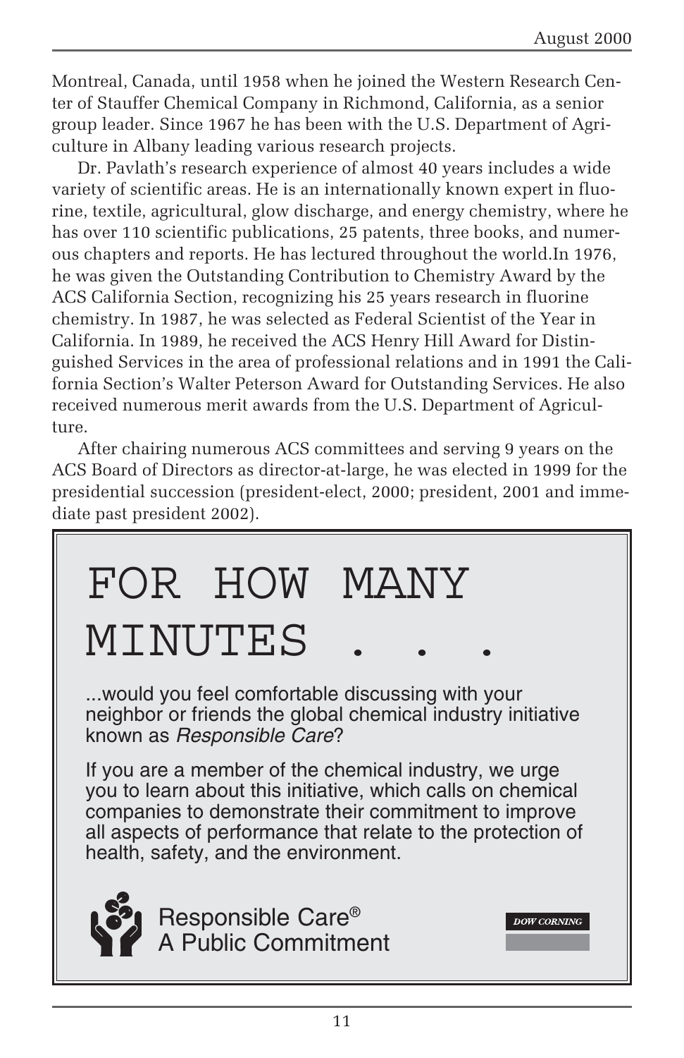Montreal, Canada, until 1958 when he joined the Western Research Center of Stauffer Chemical Company in Richmond, California, as a senior group leader. Since 1967 he has been with the U.S. Department of Agriculture in Albany leading various research projects.

Dr. Pavlath's research experience of almost 40 years includes a wide variety of scientific areas. He is an internationally known expert in fluorine, textile, agricultural, glow discharge, and energy chemistry, where he has over 110 scientific publications, 25 patents, three books, and numerous chapters and reports. He has lectured throughout the world.In 1976, he was given the Outstanding Contribution to Chemistry Award by the ACS California Section, recognizing his 25 years research in fluorine chemistry. In 1987, he was selected as Federal Scientist of the Year in California. In 1989, he received the ACS Henry Hill Award for Distinguished Services in the area of professional relations and in 1991 the California Section's Walter Peterson Award for Outstanding Services. He also received numerous merit awards from the U.S. Department of Agriculture.

After chairing numerous ACS committees and serving 9 years on the ACS Board of Directors as director-at-large, he was elected in 1999 for the presidential succession (president-elect, 2000; president, 2001 and immediate past president 2002).

# FOR HOW MANY MINUTES . . .

...would you feel comfortable discussing with your neighbor or friends the global chemical industry initiative known as *Responsible Care*?

If you are a member of the chemical industry, we urge you to learn about this initiative, which calls on chemical companies to demonstrate their commitment to improve all aspects of performance that relate to the protection of health, safety, and the environment.

Responsible Care®
A Public Commitment

DOW CORNING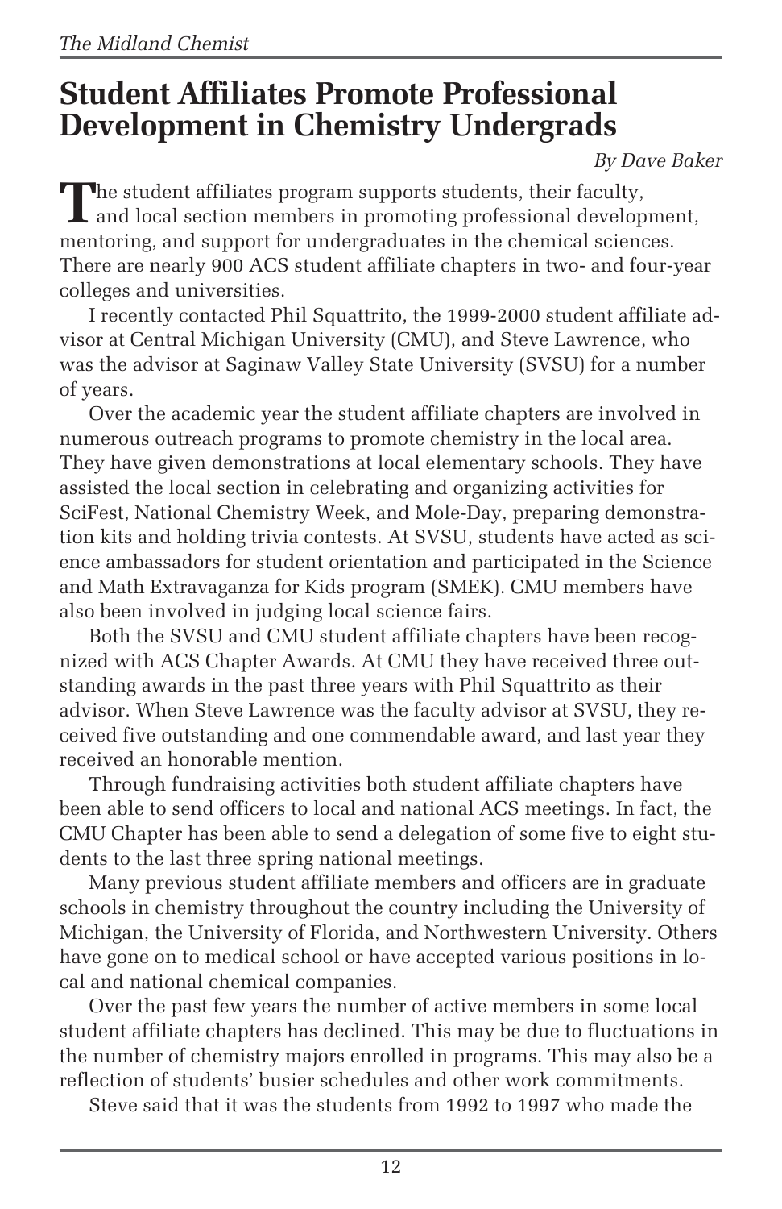# Student Affiliates Promote Professional Development in Chemistry Undergrads

*By Dave Baker*

The student affiliates program supports students, their faculty, and local section members in promoting professional development, mentoring, and support for undergraduates in the chemical sciences. There are nearly 900 ACS student affiliate chapters in two- and four-year colleges and universities.

I recently contacted Phil Squattrito, the 1999-2000 student affiliate advisor at Central Michigan University (CMU), and Steve Lawrence, who was the advisor at Saginaw Valley State University (SVSU) for a number of years.

Over the academic year the student affiliate chapters are involved in numerous outreach programs to promote chemistry in the local area. They have given demonstrations at local elementary schools. They have assisted the local section in celebrating and organizing activities for SciFest, National Chemistry Week, and Mole-Day, preparing demonstration kits and holding trivia contests. At SVSU, students have acted as science ambassadors for student orientation and participated in the Science and Math Extravaganza for Kids program (SMEK). CMU members have also been involved in judging local science fairs.

Both the SVSU and CMU student affiliate chapters have been recognized with ACS Chapter Awards. At CMU they have received three outstanding awards in the past three years with Phil Squattrito as their advisor. When Steve Lawrence was the faculty advisor at SVSU, they received five outstanding and one commendable award, and last year they received an honorable mention.

Through fundraising activities both student affiliate chapters have been able to send officers to local and national ACS meetings. In fact, the CMU Chapter has been able to send a delegation of some five to eight students to the last three spring national meetings.

Many previous student affiliate members and officers are in graduate schools in chemistry throughout the country including the University of Michigan, the University of Florida, and Northwestern University. Others have gone on to medical school or have accepted various positions in local and national chemical companies.

Over the past few years the number of active members in some local student affiliate chapters has declined. This may be due to fluctuations in the number of chemistry majors enrolled in programs. This may also be a reflection of students' busier schedules and other work commitments.

Steve said that it was the students from 1992 to 1997 who made the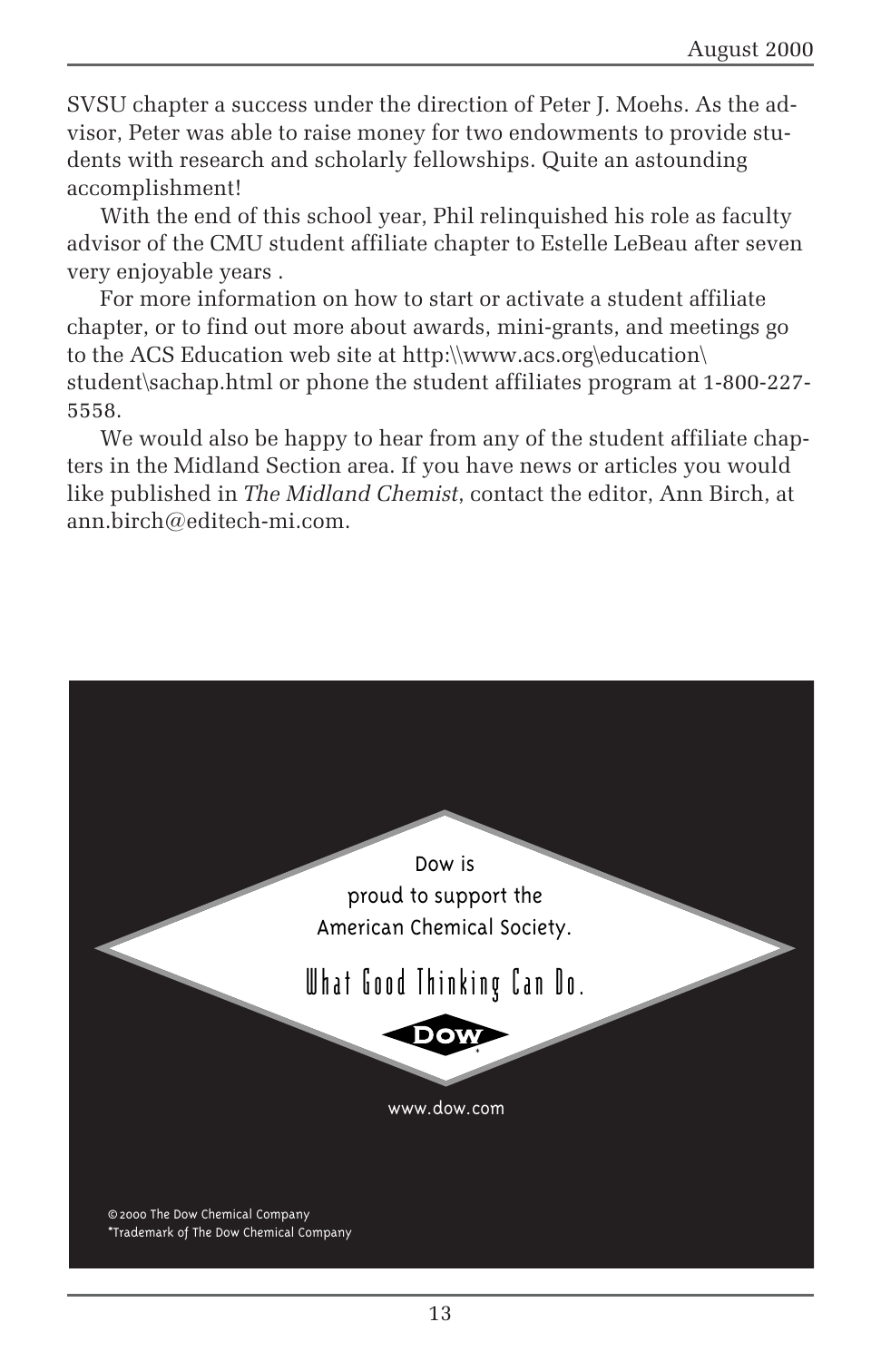SVSU chapter a success under the direction of Peter J. Moehs. As the advisor, Peter was able to raise money for two endowments to provide students with research and scholarly fellowships. Quite an astounding accomplishment!

With the end of this school year, Phil relinquished his role as faculty advisor of the CMU student affiliate chapter to Estelle LeBeau after seven very enjoyable years .

For more information on how to start or activate a student affiliate chapter, or to find out more about awards, mini-grants, and meetings go to the ACS Education web site at http:\\www.acs.org\education\student\sachap.html or phone the student affiliates program at 1-800-227-5558.

We would also be happy to hear from any of the student affiliate chapters in the Midland Section area. If you have news or articles you would like published in *The Midland Chemist*, contact the editor, Ann Birch, at ann.birch@editech-mi.com.

Dow is
proud to support the
American Chemical Society.

What Good Thinking Can Do.

DOW*

www.dow.com

©2000 The Dow Chemical Company
*Trademark of The Dow Chemical Company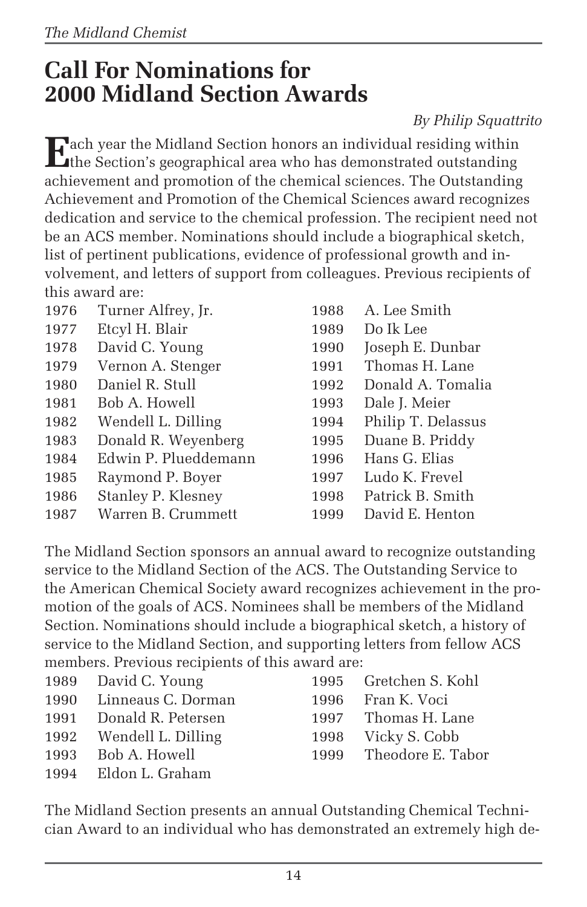# Call For Nominations for 2000 Midland Section Awards

*By Philip Squattrito*

Each year the Midland Section honors an individual residing within the Section's geographical area who has demonstrated outstanding achievement and promotion of the chemical sciences. The Outstanding Achievement and Promotion of the Chemical Sciences award recognizes dedication and service to the chemical profession. The recipient need not be an ACS member. Nominations should include a biographical sketch, list of pertinent publications, evidence of professional growth and involvement, and letters of support from colleagues. Previous recipients of this award are:

| | | | |
|---|---|---|---|
| 1976 | Turner Alfrey, Jr. | 1988 | A. Lee Smith |
| 1977 | Etcyl H. Blair | 1989 | Do Ik Lee |
| 1978 | David C. Young | 1990 | Joseph E. Dunbar |
| 1979 | Vernon A. Stenger | 1991 | Thomas H. Lane |
| 1980 | Daniel R. Stull | 1992 | Donald A. Tomalia |
| 1981 | Bob A. Howell | 1993 | Dale J. Meier |
| 1982 | Wendell L. Dilling | 1994 | Philip T. Delassus |
| 1983 | Donald R. Weyenberg | 1995 | Duane B. Priddy |
| 1984 | Edwin P. Plueddemann | 1996 | Hans G. Elias |
| 1985 | Raymond P. Boyer | 1997 | Ludo K. Frevel |
| 1986 | Stanley P. Klesney | 1998 | Patrick B. Smith |
| 1987 | Warren B. Crummett | 1999 | David E. Henton |

The Midland Section sponsors an annual award to recognize outstanding service to the Midland Section of the ACS. The Outstanding Service to the American Chemical Society award recognizes achievement in the promotion of the goals of ACS. Nominees shall be members of the Midland Section. Nominations should include a biographical sketch, a history of service to the Midland Section, and supporting letters from fellow ACS members. Previous recipients of this award are:

| | | | |
|---|---|---|---|
| 1989 | David C. Young | 1995 | Gretchen S. Kohl |
| 1990 | Linneaus C. Dorman | 1996 | Fran K. Voci |
| 1991 | Donald R. Petersen | 1997 | Thomas H. Lane |
| 1992 | Wendell L. Dilling | 1998 | Vicky S. Cobb |
| 1993 | Bob A. Howell | 1999 | Theodore E. Tabor |
| 1994 | Eldon L. Graham | | |

The Midland Section presents an annual Outstanding Chemical Technician Award to an individual who has demonstrated an extremely high de-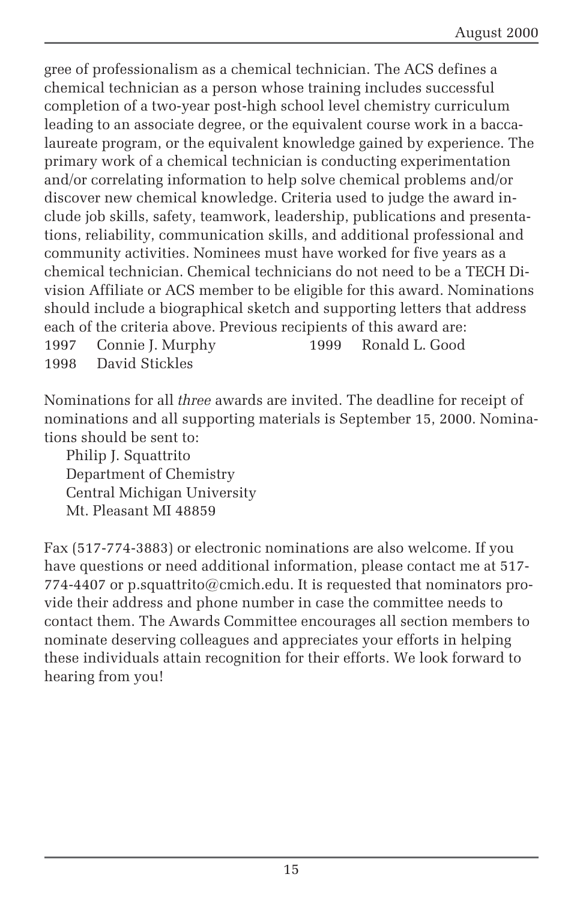gree of professionalism as a chemical technician. The ACS defines a chemical technician as a person whose training includes successful completion of a two-year post-high school level chemistry curriculum leading to an associate degree, or the equivalent course work in a baccalaureate program, or the equivalent knowledge gained by experience. The primary work of a chemical technician is conducting experimentation and/or correlating information to help solve chemical problems and/or discover new chemical knowledge. Criteria used to judge the award include job skills, safety, teamwork, leadership, publications and presentations, reliability, communication skills, and additional professional and community activities. Nominees must have worked for five years as a chemical technician. Chemical technicians do not need to be a TECH Division Affiliate or ACS member to be eligible for this award. Nominations should include a biographical sketch and supporting letters that address each of the criteria above. Previous recipients of this award are:

1997 Connie J. Murphy
1998 David Stickles
1999 Ronald L. Good

Nominations for all *three* awards are invited. The deadline for receipt of nominations and all supporting materials is September 15, 2000. Nominations should be sent to:

Philip J. Squattrito
Department of Chemistry
Central Michigan University
Mt. Pleasant MI 48859

Fax (517-774-3883) or electronic nominations are also welcome. If you have questions or need additional information, please contact me at 517-774-4407 or p.squattrito@cmich.edu. It is requested that nominators provide their address and phone number in case the committee needs to contact them. The Awards Committee encourages all section members to nominate deserving colleagues and appreciates your efforts in helping these individuals attain recognition for their efforts. We look forward to hearing from you!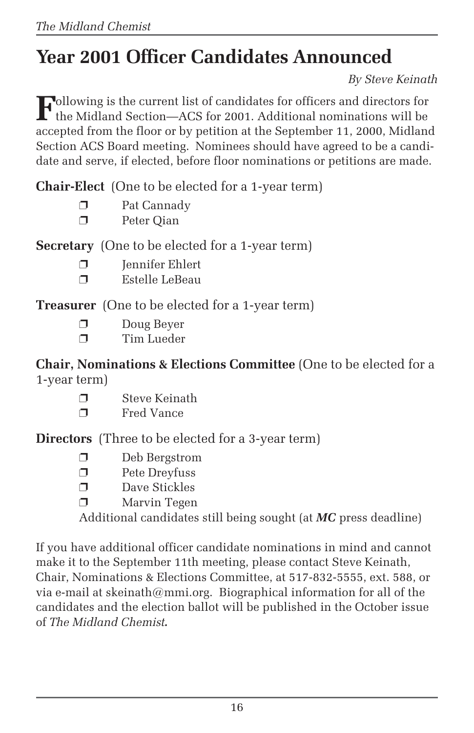# Year 2001 Officer Candidates Announced

*By Steve Keinath*

Following is the current list of candidates for officers and directors for the Midland Section—ACS for 2001. Additional nominations will be accepted from the floor or by petition at the September 11, 2000, Midland Section ACS Board meeting. Nominees should have agreed to be a candidate and serve, if elected, before floor nominations or petitions are made.

**Chair-Elect** (One to be elected for a 1-year term)

- ❒ Pat Cannady
- ❒ Peter Qian

**Secretary** (One to be elected for a 1-year term)

- ❒ Jennifer Ehlert
- ❒ Estelle LeBeau

**Treasurer** (One to be elected for a 1-year term)

- ❒ Doug Beyer
- ❒ Tim Lueder

**Chair, Nominations & Elections Committee** (One to be elected for a 1-year term)

- ❒ Steve Keinath
- ❒ Fred Vance

**Directors** (Three to be elected for a 3-year term)

- ❒ Deb Bergstrom
- ❒ Pete Dreyfuss
- ❒ Dave Stickles
- ❒ Marvin Tegen

Additional candidates still being sought (at ***MC*** press deadline)

If you have additional officer candidate nominations in mind and cannot make it to the September 11th meeting, please contact Steve Keinath, Chair, Nominations & Elections Committee, at 517-832-5555, ext. 588, or via e-mail at skeinath@mmi.org. Biographical information for all of the candidates and the election ballot will be published in the October issue of *The Midland Chemist.*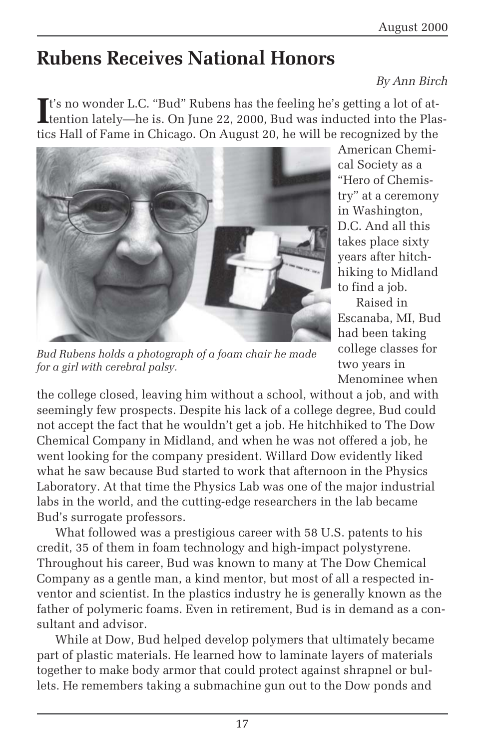# Rubens Receives National Honors

*By Ann Birch*

It's no wonder L.C. "Bud" Rubens has the feeling he's getting a lot of attention lately—he is. On June 22, 2000, Bud was inducted into the Plastics Hall of Fame in Chicago. On August 20, he will be recognized by the American Chemical Society as a "Hero of Chemistry" at a ceremony in Washington, D.C. And all this takes place sixty years after hitchhiking to Midland to find a job.

*Bud Rubens holds a photograph of a foam chair he made for a girl with cerebral palsy.*

Raised in Escanaba, MI, Bud had been taking college classes for two years in Menominee when the college closed, leaving him without a school, without a job, and with seemingly few prospects. Despite his lack of a college degree, Bud could not accept the fact that he wouldn't get a job. He hitchhiked to The Dow Chemical Company in Midland, and when he was not offered a job, he went looking for the company president. Willard Dow evidently liked what he saw because Bud started to work that afternoon in the Physics Laboratory. At that time the Physics Lab was one of the major industrial labs in the world, and the cutting-edge researchers in the lab became Bud's surrogate professors.

What followed was a prestigious career with 58 U.S. patents to his credit, 35 of them in foam technology and high-impact polystyrene. Throughout his career, Bud was known to many at The Dow Chemical Company as a gentle man, a kind mentor, but most of all a respected inventor and scientist. In the plastics industry he is generally known as the father of polymeric foams. Even in retirement, Bud is in demand as a consultant and advisor.

While at Dow, Bud helped develop polymers that ultimately became part of plastic materials. He learned how to laminate layers of materials together to make body armor that could protect against shrapnel or bullets. He remembers taking a submachine gun out to the Dow ponds and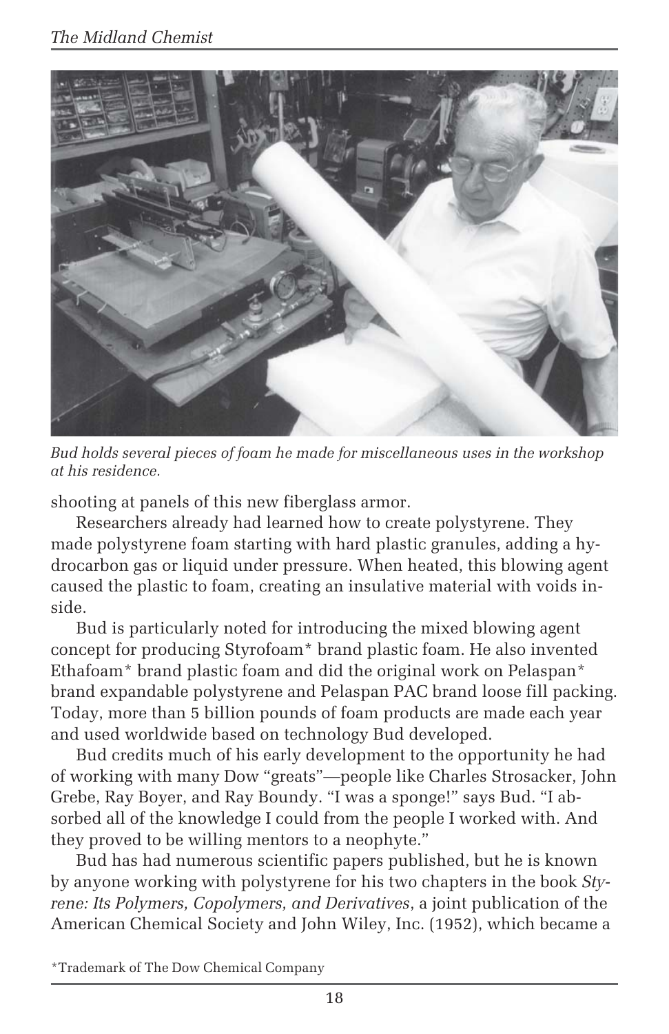*Bud holds several pieces of foam he made for miscellaneous uses in the workshop at his residence.*

shooting at panels of this new fiberglass armor.

Researchers already had learned how to create polystyrene. They made polystyrene foam starting with hard plastic granules, adding a hydrocarbon gas or liquid under pressure. When heated, this blowing agent caused the plastic to foam, creating an insulative material with voids inside.

Bud is particularly noted for introducing the mixed blowing agent concept for producing Styrofoam* brand plastic foam. He also invented Ethafoam* brand plastic foam and did the original work on Pelaspan* brand expandable polystyrene and Pelaspan PAC brand loose fill packing. Today, more than 5 billion pounds of foam products are made each year and used worldwide based on technology Bud developed.

Bud credits much of his early development to the opportunity he had of working with many Dow "greats"—people like Charles Strosacker, John Grebe, Ray Boyer, and Ray Boundy. "I was a sponge!" says Bud. "I absorbed all of the knowledge I could from the people I worked with. And they proved to be willing mentors to a neophyte."

Bud has had numerous scientific papers published, but he is known by anyone working with polystyrene for his two chapters in the book *Styrene: Its Polymers, Copolymers, and Derivatives*, a joint publication of the American Chemical Society and John Wiley, Inc. (1952), which became a

*Trademark of The Dow Chemical Company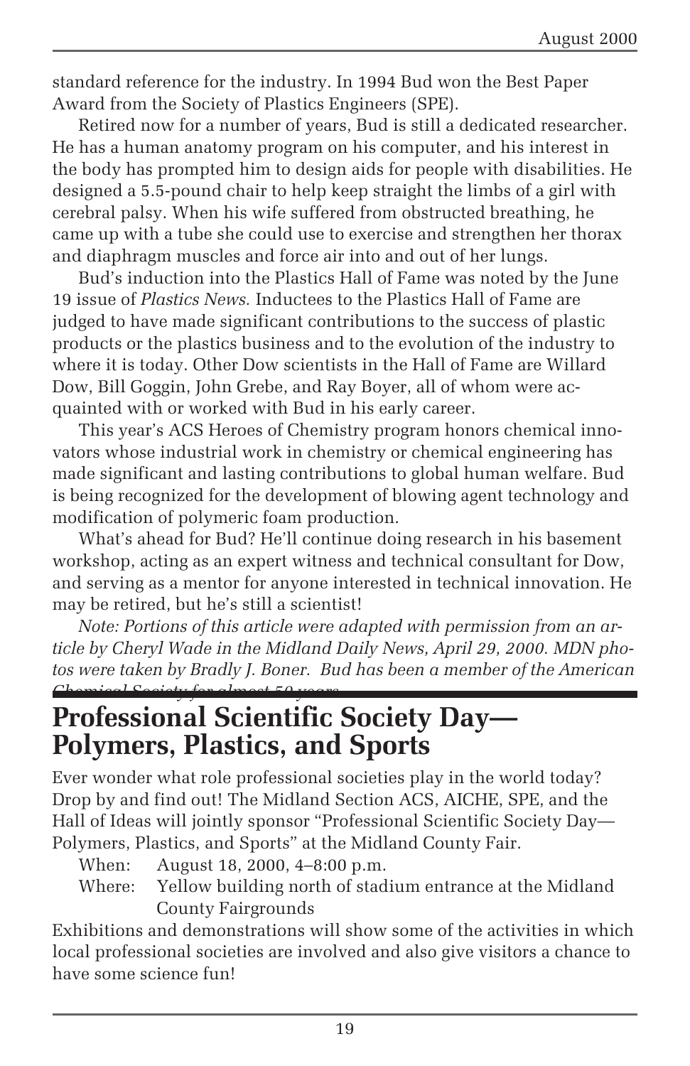standard reference for the industry. In 1994 Bud won the Best Paper Award from the Society of Plastics Engineers (SPE).

Retired now for a number of years, Bud is still a dedicated researcher. He has a human anatomy program on his computer, and his interest in the body has prompted him to design aids for people with disabilities. He designed a 5.5-pound chair to help keep straight the limbs of a girl with cerebral palsy. When his wife suffered from obstructed breathing, he came up with a tube she could use to exercise and strengthen her thorax and diaphragm muscles and force air into and out of her lungs.

Bud's induction into the Plastics Hall of Fame was noted by the June 19 issue of *Plastics News.* Inductees to the Plastics Hall of Fame are judged to have made significant contributions to the success of plastic products or the plastics business and to the evolution of the industry to where it is today. Other Dow scientists in the Hall of Fame are Willard Dow, Bill Goggin, John Grebe, and Ray Boyer, all of whom were acquainted with or worked with Bud in his early career.

This year's ACS Heroes of Chemistry program honors chemical innovators whose industrial work in chemistry or chemical engineering has made significant and lasting contributions to global human welfare. Bud is being recognized for the development of blowing agent technology and modification of polymeric foam production.

What's ahead for Bud? He'll continue doing research in his basement workshop, acting as an expert witness and technical consultant for Dow, and serving as a mentor for anyone interested in technical innovation. He may be retired, but he's still a scientist!

*Note: Portions of this article were adapted with permission from an article by Cheryl Wade in the Midland Daily News, April 29, 2000. MDN photos were taken by Bradly J. Boner. Bud has been a member of the American Chemical Society for almost 50 years.*

## Professional Scientific Society Day—Polymers, Plastics, and Sports

Ever wonder what role professional societies play in the world today? Drop by and find out! The Midland Section ACS, AICHE, SPE, and the Hall of Ideas will jointly sponsor "Professional Scientific Society Day—Polymers, Plastics, and Sports" at the Midland County Fair.

When: August 18, 2000, 4–8:00 p.m.

Where: Yellow building north of stadium entrance at the Midland County Fairgrounds

Exhibitions and demonstrations will show some of the activities in which local professional societies are involved and also give visitors a chance to have some science fun!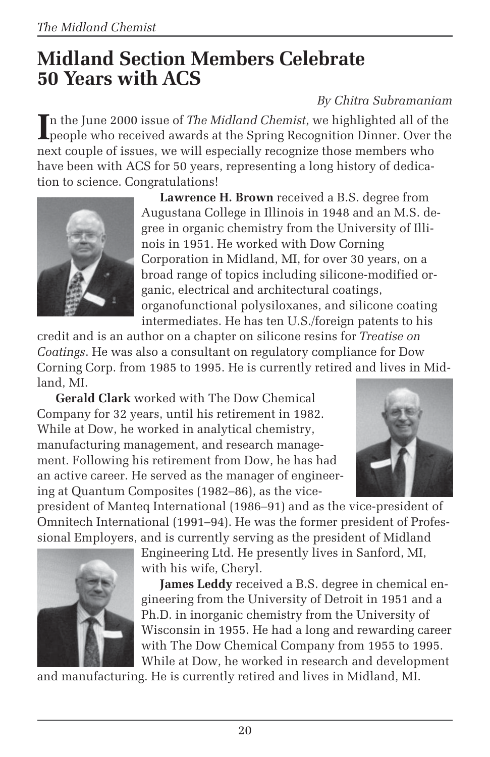# Midland Section Members Celebrate 50 Years with ACS

*By Chitra Subramaniam*

In the June 2000 issue of *The Midland Chemist*, we highlighted all of the people who received awards at the Spring Recognition Dinner. Over the next couple of issues, we will especially recognize those members who have been with ACS for 50 years, representing a long history of dedication to science. Congratulations!

**Lawrence H. Brown** received a B.S. degree from Augustana College in Illinois in 1948 and an M.S. degree in organic chemistry from the University of Illinois in 1951. He worked with Dow Corning Corporation in Midland, MI, for over 30 years, on a broad range of topics including silicone-modified organic, electrical and architectural coatings, organofunctional polysiloxanes, and silicone coating intermediates. He has ten U.S./foreign patents to his credit and is an author on a chapter on silicone resins for *Treatise on Coatings*. He was also a consultant on regulatory compliance for Dow Corning Corp. from 1985 to 1995. He is currently retired and lives in Midland, MI.

**Gerald Clark** worked with The Dow Chemical Company for 32 years, until his retirement in 1982. While at Dow, he worked in analytical chemistry, manufacturing management, and research management. Following his retirement from Dow, he has had an active career. He served as the manager of engineering at Quantum Composites (1982–86), as the vice-president of Manteq International (1986–91) and as the vice-president of Omnitech International (1991–94). He was the former president of Professional Employers, and is currently serving as the president of Midland Engineering Ltd. He presently lives in Sanford, MI, with his wife, Cheryl.

**James Leddy** received a B.S. degree in chemical engineering from the University of Detroit in 1951 and a Ph.D. in inorganic chemistry from the University of Wisconsin in 1955. He had a long and rewarding career with The Dow Chemical Company from 1955 to 1995. While at Dow, he worked in research and development and manufacturing. He is currently retired and lives in Midland, MI.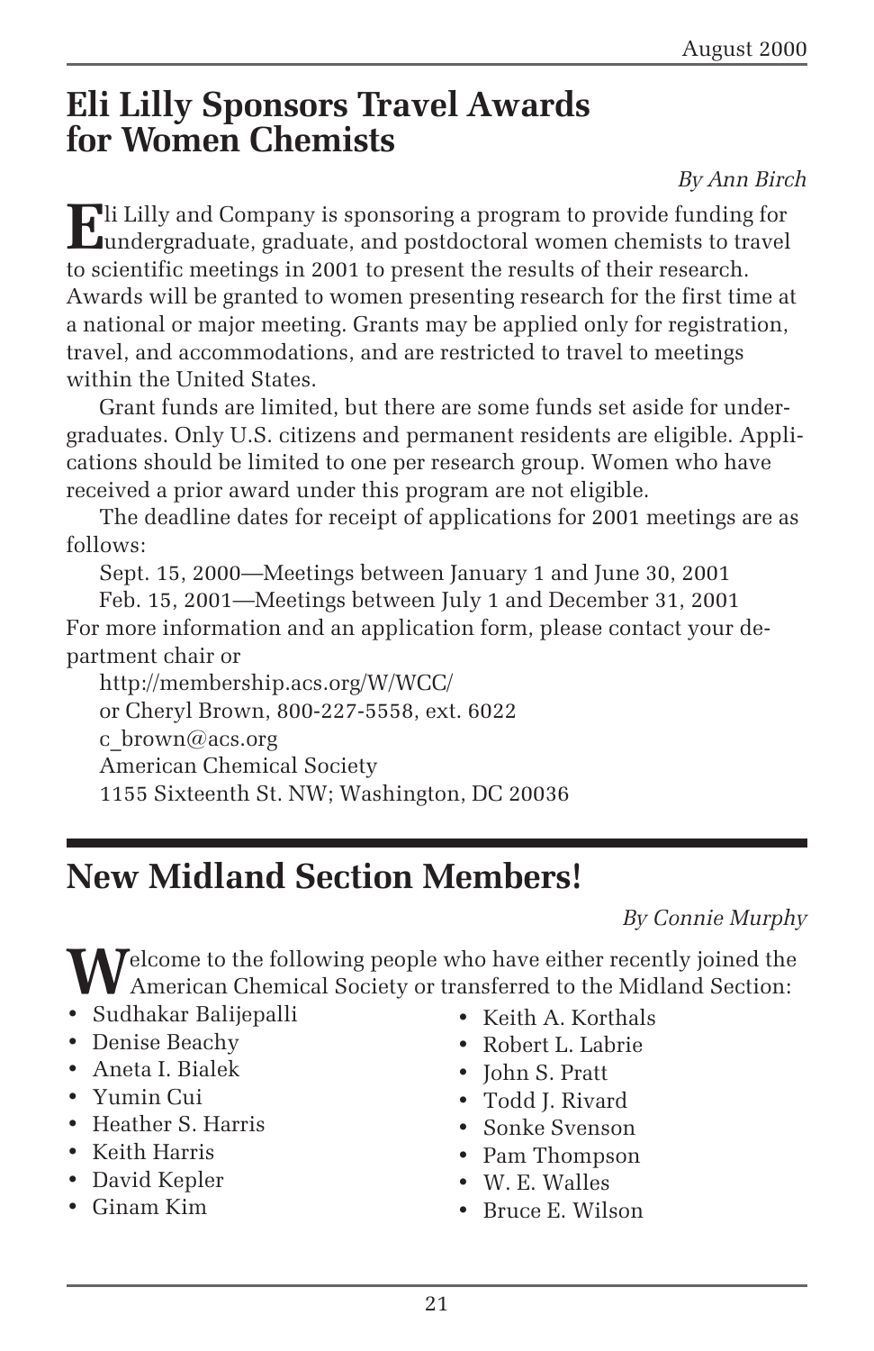## Eli Lilly Sponsors Travel Awards for Women Chemists

*By Ann Birch*

Eli Lilly and Company is sponsoring a program to provide funding for undergraduate, graduate, and postdoctoral women chemists to travel to scientific meetings in 2001 to present the results of their research. Awards will be granted to women presenting research for the first time at a national or major meeting. Grants may be applied only for registration, travel, and accommodations, and are restricted to travel to meetings within the United States.

Grant funds are limited, but there are some funds set aside for undergraduates. Only U.S. citizens and permanent residents are eligible. Applications should be limited to one per research group. Women who have received a prior award under this program are not eligible.

The deadline dates for receipt of applications for 2001 meetings are as follows:

Sept. 15, 2000—Meetings between January 1 and June 30, 2001

Feb. 15, 2001—Meetings between July 1 and December 31, 2001

For more information and an application form, please contact your department chair or

http://membership.acs.org/W/WCC/
or Cheryl Brown, 800-227-5558, ext. 6022
c_brown@acs.org
American Chemical Society
1155 Sixteenth St. NW; Washington, DC 20036

## New Midland Section Members!

*By Connie Murphy*

Welcome to the following people who have either recently joined the American Chemical Society or transferred to the Midland Section:

- Sudhakar Balijepalli
- Denise Beachy
- Aneta I. Bialek
- Yumin Cui
- Heather S. Harris
- Keith Harris
- David Kepler
- Ginam Kim
- Keith A. Korthals
- Robert L. Labrie
- John S. Pratt
- Todd J. Rivard
- Sonke Svenson
- Pam Thompson
- W. E. Walles
- Bruce E. Wilson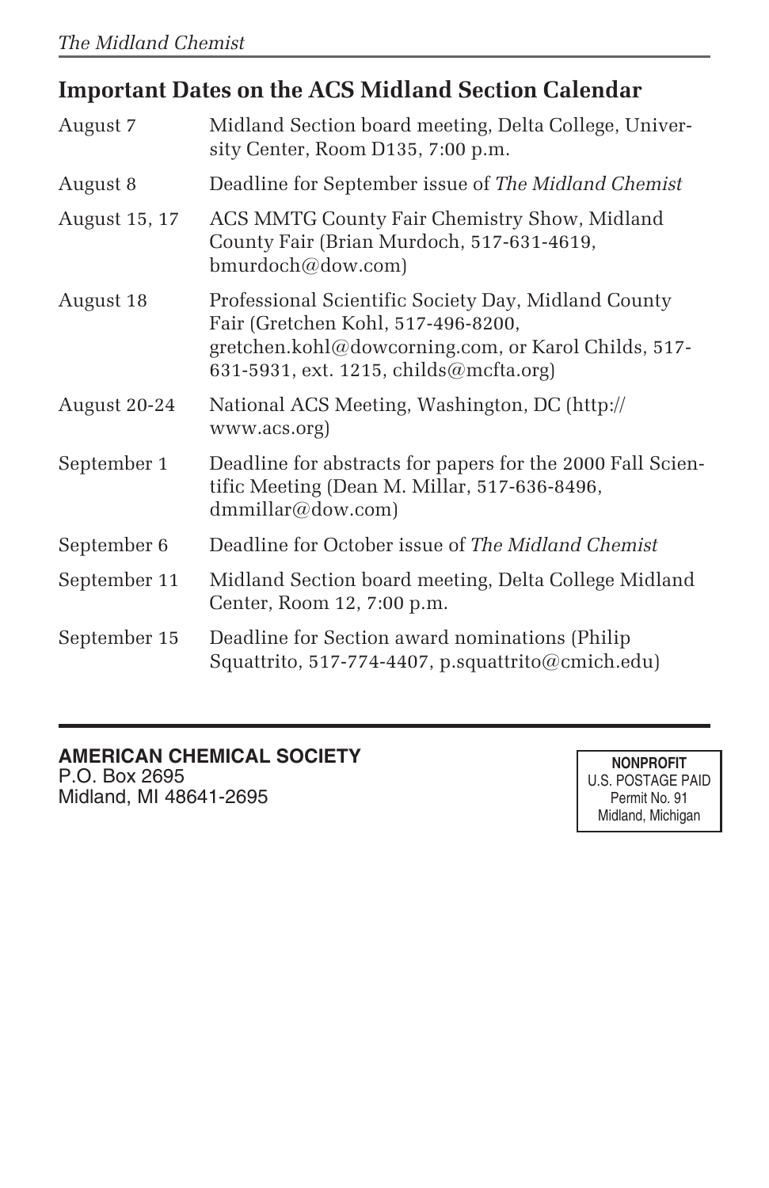## Important Dates on the ACS Midland Section Calendar

| | |
|---|---|
| August 7 | Midland Section board meeting, Delta College, University Center, Room D135, 7:00 p.m. |
| August 8 | Deadline for September issue of *The Midland Chemist* |
| August 15, 17 | ACS MMTG County Fair Chemistry Show, Midland County Fair (Brian Murdoch, 517-631-4619, bmurdoch@dow.com) |
| August 18 | Professional Scientific Society Day, Midland County Fair (Gretchen Kohl, 517-496-8200, gretchen.kohl@dowcorning.com, or Karol Childs, 517-631-5931, ext. 1215, childs@mcfta.org) |
| August 20-24 | National ACS Meeting, Washington, DC (http://www.acs.org) |
| September 1 | Deadline for abstracts for papers for the 2000 Fall Scientific Meeting (Dean M. Millar, 517-636-8496, dmmillar@dow.com) |
| September 6 | Deadline for October issue of *The Midland Chemist* |
| September 11 | Midland Section board meeting, Delta College Midland Center, Room 12, 7:00 p.m. |
| September 15 | Deadline for Section award nominations (Philip Squattrito, 517-774-4407, p.squattrito@cmich.edu) |

---

**AMERICAN CHEMICAL SOCIETY**
P.O. Box 2695
Midland, MI 48641-2695

**NONPROFIT**
U.S. POSTAGE PAID
Permit No. 91
Midland, Michigan